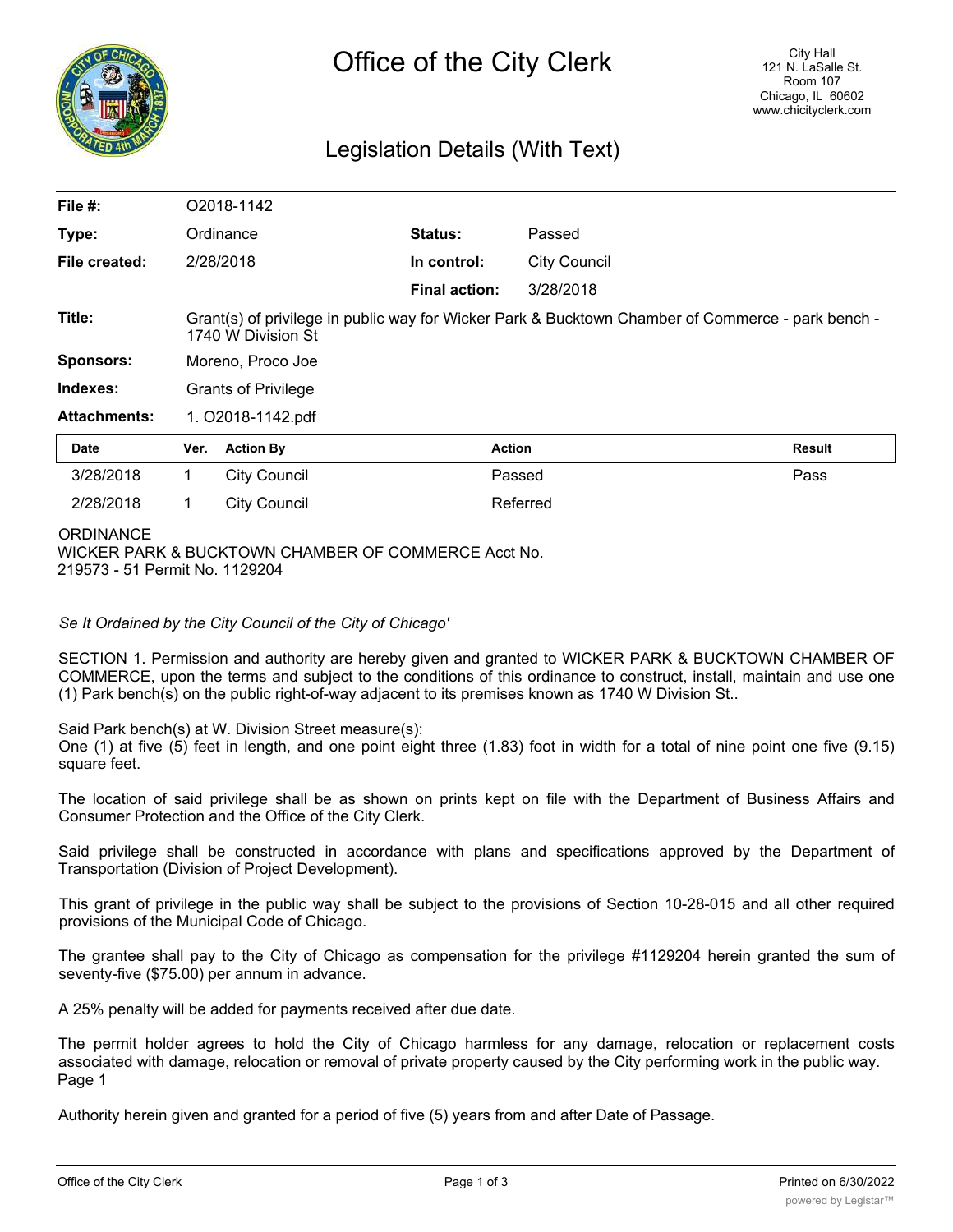# Office of the City Clerk

City Hall
121 N. LaSalle St.
Room 107
Chicago, IL 60602
www.chicityclerk.com

## Legislation Details (With Text)

| | | | |
|---|---|---|---|
| **File #:** | O2018-1142 | | |
| **Type:** | Ordinance | **Status:** | Passed |
| **File created:** | 2/28/2018 | **In control:** | City Council |
| | | **Final action:** | 3/28/2018 |
| **Title:** | Grant(s) of privilege in public way for Wicker Park & Bucktown Chamber of Commerce - park bench - 1740 W Division St | | |
| **Sponsors:** | Moreno, Proco Joe | | |
| **Indexes:** | Grants of Privilege | | |
| **Attachments:** | 1. O2018-1142.pdf | | |

| Date | Ver. | Action By | Action | Result |
|---|---|---|---|---|
| 3/28/2018 | 1 | City Council | Passed | Pass |
| 2/28/2018 | 1 | City Council | Referred | |

ORDINANCE
WICKER PARK & BUCKTOWN CHAMBER OF COMMERCE Acct No.
219573 - 51 Permit No. 1129204

*Se It Ordained by the City Council of the City of Chicago'*

SECTION 1. Permission and authority are hereby given and granted to WICKER PARK & BUCKTOWN CHAMBER OF COMMERCE, upon the terms and subject to the conditions of this ordinance to construct, install, maintain and use one (1) Park bench(s) on the public right-of-way adjacent to its premises known as 1740 W Division St..

Said Park bench(s) at W. Division Street measure(s):
One (1) at five (5) feet in length, and one point eight three (1.83) foot in width for a total of nine point one five (9.15) square feet.

The location of said privilege shall be as shown on prints kept on file with the Department of Business Affairs and Consumer Protection and the Office of the City Clerk.

Said privilege shall be constructed in accordance with plans and specifications approved by the Department of Transportation (Division of Project Development).

This grant of privilege in the public way shall be subject to the provisions of Section 10-28-015 and all other required provisions of the Municipal Code of Chicago.

The grantee shall pay to the City of Chicago as compensation for the privilege #1129204 herein granted the sum of seventy-five ($75.00) per annum in advance.

A 25% penalty will be added for payments received after due date.

The permit holder agrees to hold the City of Chicago harmless for any damage, relocation or replacement costs associated with damage, relocation or removal of private property caused by the City performing work in the public way.
Page 1

Authority herein given and granted for a period of five (5) years from and after Date of Passage.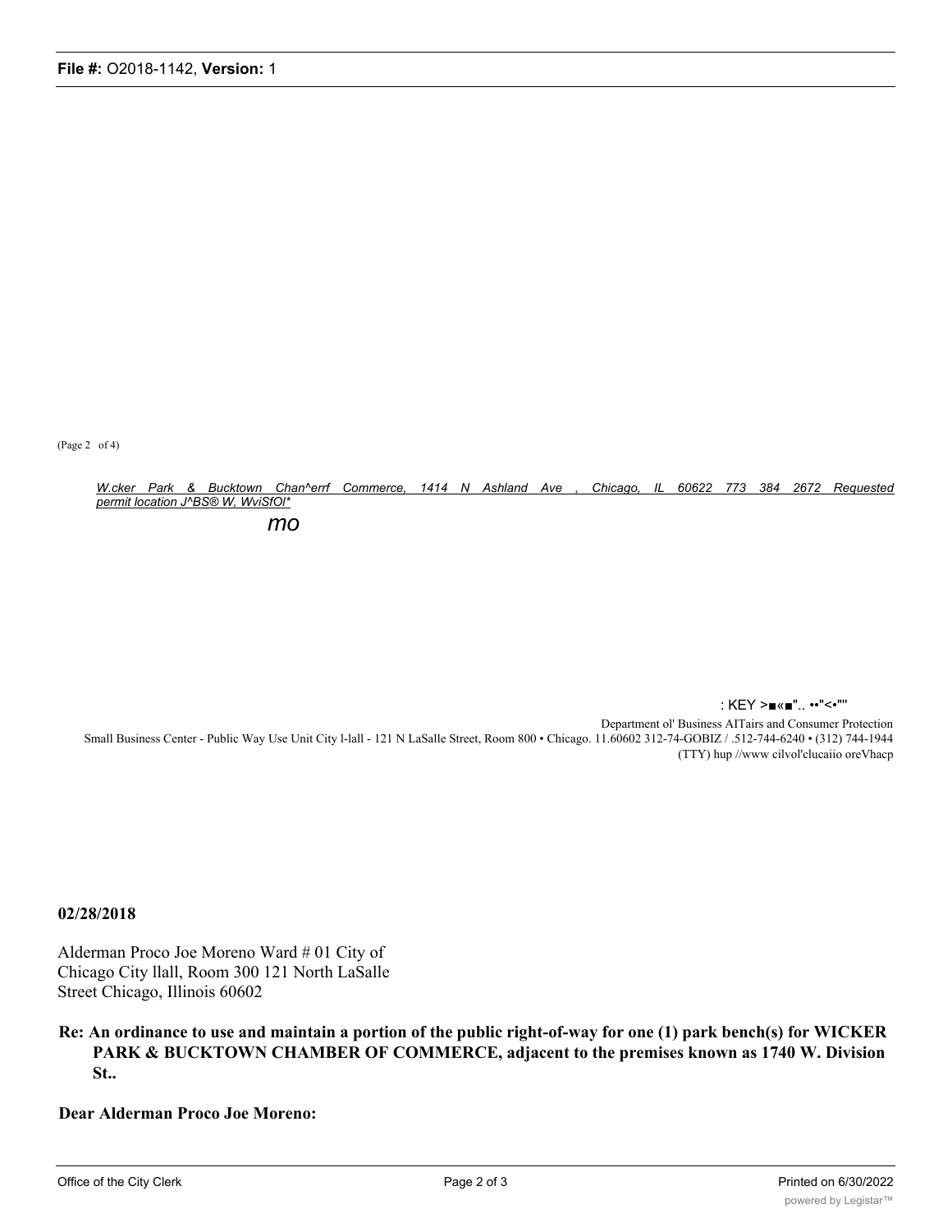(Page 2 of 4)

*W.cker Park & Bucktown Chan^errf Commerce, 1414 N Ashland Ave , Chicago, IL 60622 773 384 2672 Requested permit location J^BS® W, WviSfOl**

*mo*

: KEY >■«■".. ••"<•""

Department ol' Business AITairs and Consumer Protection
Small Business Center - Public Way Use Unit City l-lall - 121 N LaSalle Street, Room 800 • Chicago. 11.60602 312-74-GOBIZ / .512-744-6240 • (312) 744-1944 (TTY) hup //www cilvol'clucaiio oreVhacp

**02/28/2018**

Alderman Proco Joe Moreno Ward # 01 City of Chicago City llall, Room 300 121 North LaSalle Street Chicago, Illinois 60602

**Re: An ordinance to use and maintain a portion of the public right-of-way for one (1) park bench(s) for WICKER PARK & BUCKTOWN CHAMBER OF COMMERCE, adjacent to the premises known as 1740 W. Division St..**

**Dear Alderman Proco Joe Moreno:**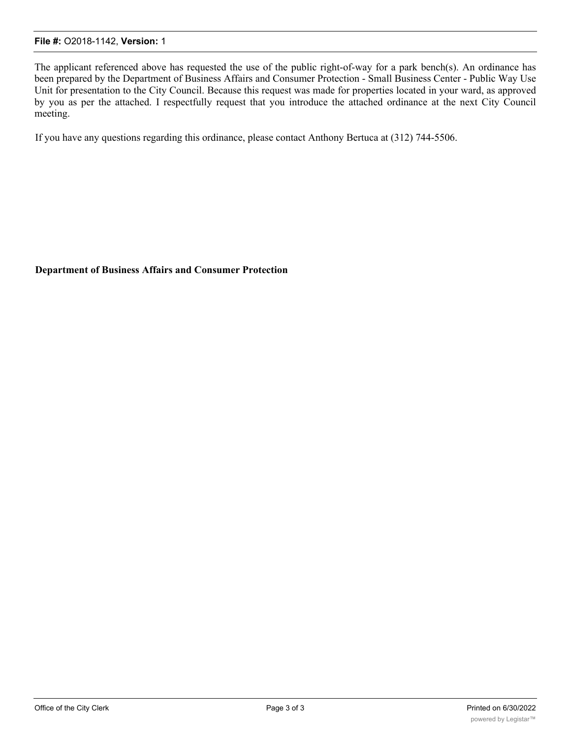The applicant referenced above has requested the use of the public right-of-way for a park bench(s). An ordinance has been prepared by the Department of Business Affairs and Consumer Protection - Small Business Center - Public Way Use Unit for presentation to the City Council. Because this request was made for properties located in your ward, as approved by you as per the attached. I respectfully request that you introduce the attached ordinance at the next City Council meeting.

If you have any questions regarding this ordinance, please contact Anthony Bertuca at (312) 744-5506.

**Department of Business Affairs and Consumer Protection**